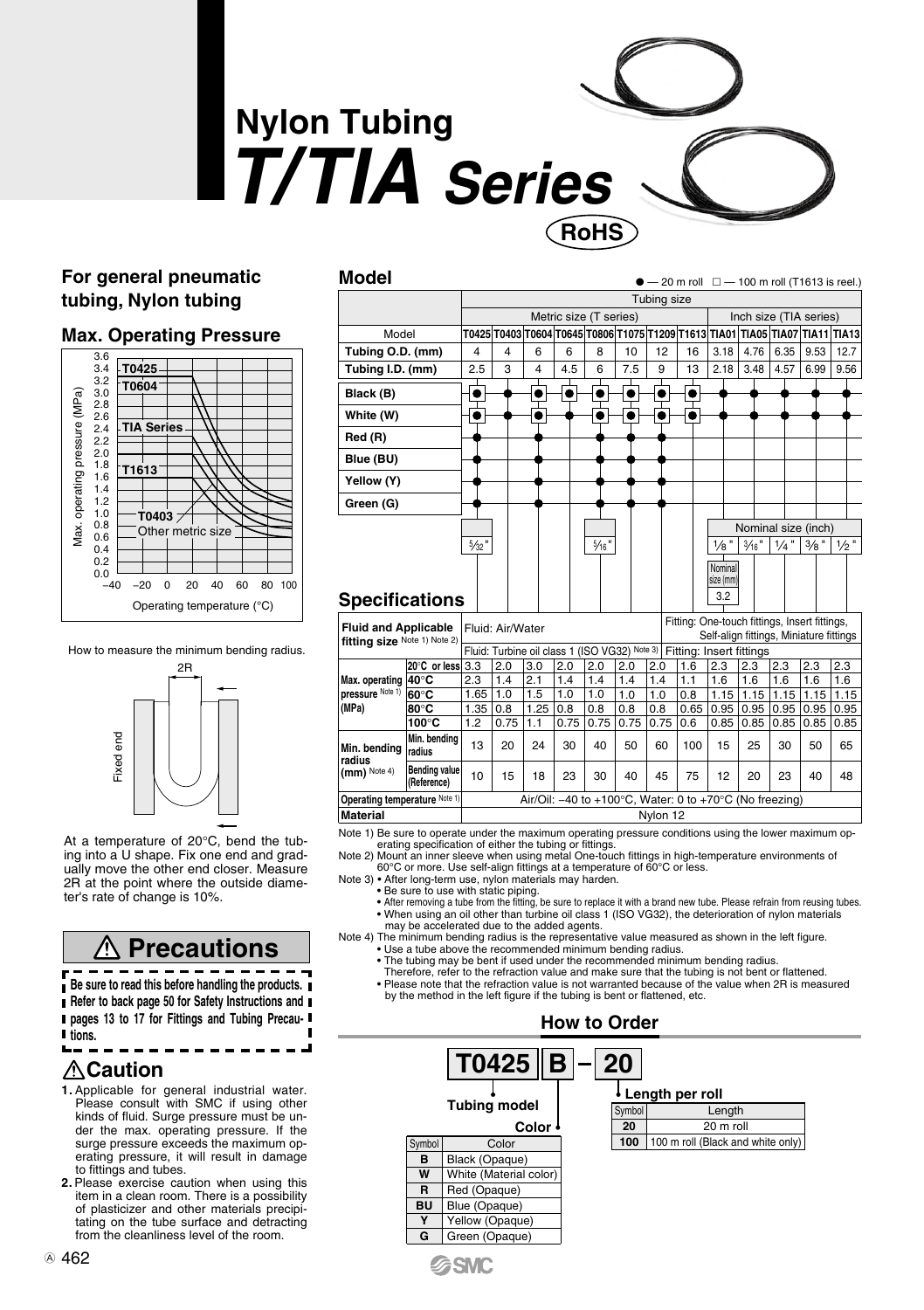# Nylon Tubing
# *T/TIA Series*

RoHS

## For general pneumatic tubing, Nylon tubing

### Max. Operating Pressure

Max. operating pressure (MPa) vs. Operating temperature (°C): T0425, T0604, TIA Series, T1613, T0403, Other metric size

How to measure the minimum bending radius.

At a temperature of 20°C, bend the tubing into a U shape. Fix one end and gradually move the other end closer. Measure 2R at the point where the outside diameter's rate of change is 10%.

## ⚠ Precautions

**Be sure to read this before handling the products. Refer to back page 50 for Safety Instructions and pages 13 to 17 for Fittings and Tubing Precautions.**

## ⚠Caution

1. Applicable for general industrial water. Please consult with SMC if using other kinds of fluid. Surge pressure must be under the max. operating pressure. If the surge pressure exceeds the maximum operating pressure, it will result in damage to fittings and tubes.
2. Please exercise caution when using this item in a clean room. There is a possibility of plasticizer and other materials precipitating on the tube surface and detracting from the cleanliness level of the room.

## Model

● — 20 m roll □ — 100 m roll (T1613 is reel.)

| | Tubing size | | | | | | | | | | | | |
|---|---|---|---|---|---|---|---|---|---|---|---|---|---|
| | Metric size (T series) | | | | | | | | Inch size (TIA series) | | | | |
| Model | T0425 | T0403 | T0604 | T0645 | T0806 | T1075 | T1209 | T1613 | TIA01 | TIA05 | TIA07 | TIA11 | TIA13 |
| Tubing O.D. (mm) | 4 | 4 | 6 | 6 | 8 | 10 | 12 | 16 | 3.18 | 4.76 | 6.35 | 9.53 | 12.7 |
| Tubing I.D. (mm) | 2.5 | 3 | 4 | 4.5 | 6 | 7.5 | 9 | 13 | 2.18 | 3.48 | 4.57 | 6.99 | 9.56 |
| Black (B) | ●□ | ● | ●□ | ● | ●□ | ●□ | ●□ | ●□ | ● | ● | ● | ● | ● |
| White (W) | ●□ | ● | ●□ | | ●□ | ●□ | ●□ | ●□ | ● | ● | ● | ● | ● |
| Red (R) | ● | | ● | | ● | ● | ● | | | | | | |
| Blue (BU) | ● | | ● | | ● | ● | ● | | | | | | |
| Yellow (Y) | ● | | ● | | ● | ● | ● | | | | | | |
| Green (G) | ● | | ● | | ● | ● | ● | | | | | | |
| Nominal size (inch) | 5/32" | | | | 5/16" | | | | 1/8" | 3/16" | 1/4" | 3/8" | 1/2" |
| Nominal size (mm) | | | | | | | | | 3.2 | | | | |

## Specifications

| Fluid and Applicable fitting size Note 1) Note 2) | | Fluid: Air/Water | | | | | | | Fitting: One-touch fittings, Insert fittings, Self-align fittings, Miniature fittings | | | | | |
|---|---|---|---|---|---|---|---|---|---|---|---|---|---|---|
| | | Fluid: Turbine oil class 1 (ISO VG32) Note 3) | | | | | | | Fitting: Insert fittings | | | | | |
| Max. operating pressure Note 1) (MPa) | 20°C or less | 3.3 | 2.0 | 3.0 | 2.0 | 2.0 | 2.0 | 2.0 | 1.6 | 2.3 | 2.3 | 2.3 | 2.3 | 2.3 |
| | 40°C | 2.3 | 1.4 | 2.1 | 1.4 | 1.4 | 1.4 | 1.4 | 1.1 | 1.6 | 1.6 | 1.6 | 1.6 | 1.6 |
| | 60°C | 1.65 | 1.0 | 1.5 | 1.0 | 1.0 | 1.0 | 1.0 | 0.8 | 1.15 | 1.15 | 1.15 | 1.15 | 1.15 |
| | 80°C | 1.35 | 0.8 | 1.25 | 0.8 | 0.8 | 0.8 | 0.8 | 0.65 | 0.95 | 0.95 | 0.95 | 0.95 | 0.95 |
| | 100°C | 1.2 | 0.75 | 1.1 | 0.75 | 0.75 | 0.75 | 0.75 | 0.6 | 0.85 | 0.85 | 0.85 | 0.85 | 0.85 |
| Min. bending radius (mm) Note 4) | Min. bending radius | 13 | 20 | 24 | 30 | 40 | 50 | 60 | 100 | 15 | 25 | 30 | 50 | 65 |
| | Bending value (Reference) | 10 | 15 | 18 | 23 | 30 | 40 | 45 | 75 | 12 | 20 | 23 | 40 | 48 |
| Operating temperature Note 1) | | Air/Oil: −40 to +100°C, Water: 0 to +70°C (No freezing) | | | | | | | | | | | | |
| Material | | Nylon 12 | | | | | | | | | | | | |

Note 1) Be sure to operate under the maximum operating pressure conditions using the lower maximum operating specification of either the tubing or fittings.
Note 2) Mount an inner sleeve when using metal One-touch fittings in high-temperature environments of 60°C or more. Use self-align fittings at a temperature of 60°C or less.
Note 3) • After long-term use, nylon materials may harden.
• Be sure to use with static piping.
• After removing a tube from the fitting, be sure to replace it with a brand new tube. Please refrain from reusing tubes.
• When using an oil other than turbine oil class 1 (ISO VG32), the deterioration of nylon materials may be accelerated due to the added agents.
Note 4) The minimum bending radius is the representative value measured as shown in the left figure.
• Use a tube above the recommended minimum bending radius.
• The tubing may be bent if used under the recommended minimum bending radius. Therefore, refer to the refraction value and make sure that the tubing is not bent or flattened.
• Please note that the refraction value is not warranted because of the value when 2R is measured by the method in the left figure if the tubing is bent or flattened, etc.

## How to Order

**T0425 B – 20**

Tubing model

Color

| Symbol | Color |
|---|---|
| B | Black (Opaque) |
| W | White (Material color) |
| R | Red (Opaque) |
| BU | Blue (Opaque) |
| Y | Yellow (Opaque) |
| G | Green (Opaque) |

Length per roll

| Symbol | Length |
|---|---|
| 20 | 20 m roll |
| 100 | 100 m roll (Black and white only) |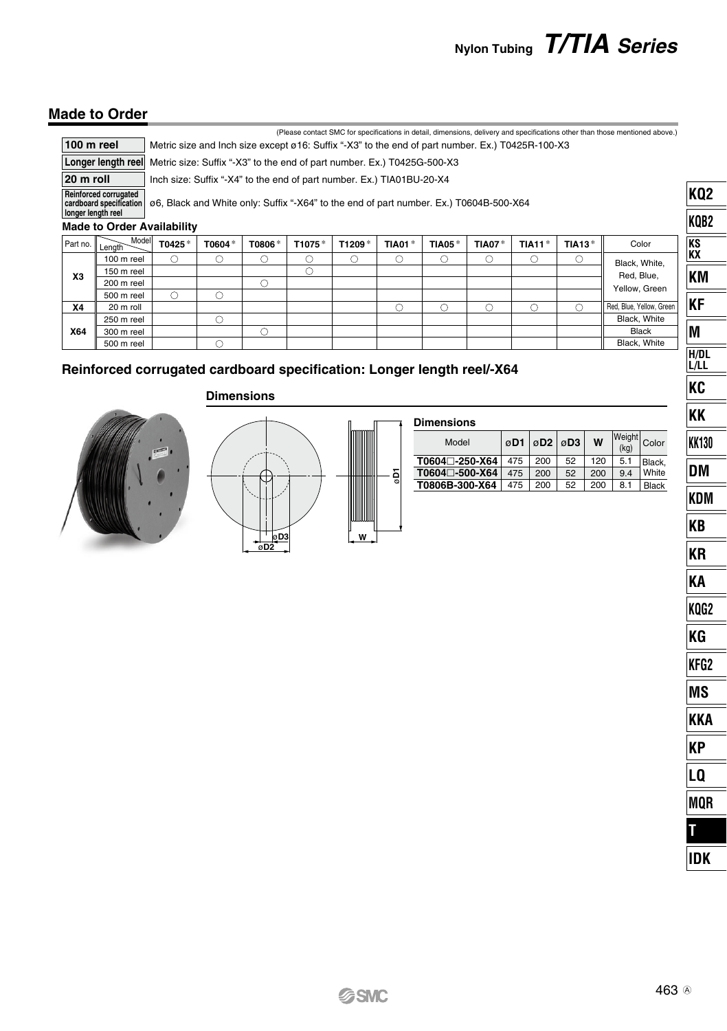## Made to Order

(Please contact SMC for specifications in detail, dimensions, delivery and specifications other than those mentioned above.)

| | |
|---|---|
| **100 m reel** | Metric size and Inch size except ø16: Suffix "-X3" to the end of part number. Ex.) T0425R-100-X3 |
| **Longer length reel** | Metric size: Suffix "-X3" to the end of part number. Ex.) T0425G-500-X3 |
| **20 m roll** | Inch size: Suffix "-X4" to the end of part number. Ex.) TIA01BU-20-X4 |
| **Reinforced corrugated cardboard specification longer length reel** | ø6, Black and White only: Suffix "-X64" to the end of part number. Ex.) T0604B-500-X64 |

### Made to Order Availability

| Part no. | Length \ Model | T0425* | T0604* | T0806* | T1075* | T1209* | TIA01* | TIA05* | TIA07* | TIA11* | TIA13* | Color |
|---|---|---|---|---|---|---|---|---|---|---|---|---|
| X3 | 100 m reel | ○ | ○ | ○ | ○ | ○ | ○ | ○ | ○ | ○ | ○ | Black, White, Red, Blue, Yellow, Green |
| | 150 m reel | | | | ○ | | | | | | | |
| | 200 m reel | | | ○ | | | | | | | | |
| | 500 m reel | ○ | ○ | | | | | | | | | |
| X4 | 20 m roll | | | | | | ○ | ○ | ○ | ○ | ○ | Red, Blue, Yellow, Green |
| X64 | 250 m reel | | ○ | | | | | | | | | Black, White |
| | 300 m reel | | | ○ | | | | | | | | Black |
| | 500 m reel | | ○ | | | | | | | | | Black, White |

## Reinforced corrugated cardboard specification: Longer length reel/-X64

### Dimensions

øD3
øD2
øD1
W

### Dimensions

| Model | øD1 | øD2 | øD3 | W | Weight (kg) | Color |
|---|---|---|---|---|---|---|
| T0604□-250-X64 | 475 | 200 | 52 | 120 | 5.1 | Black, White |
| T0604□-500-X64 | 475 | 200 | 52 | 200 | 9.4 | |
| T0806B-300-X64 | 475 | 200 | 52 | 200 | 8.1 | Black |